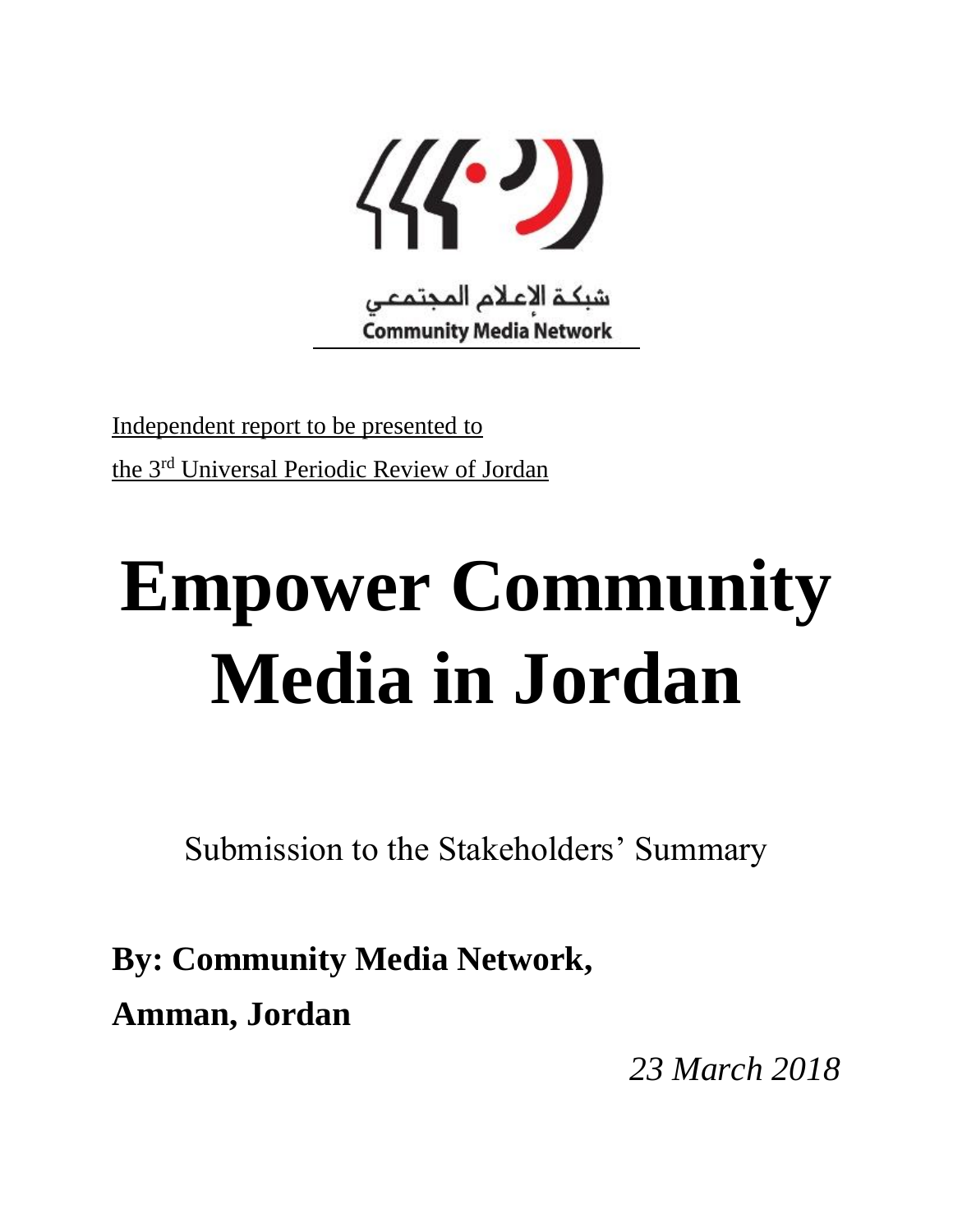شبكة الإعلام المجتمعي

Community Media Network

Independent report to be presented to

the 3rd Universal Periodic Review of Jordan

# Empower Community Media in Jordan

Submission to the Stakeholders' Summary

**By: Community Media Network,**

**Amman, Jordan**

*23 March 2018*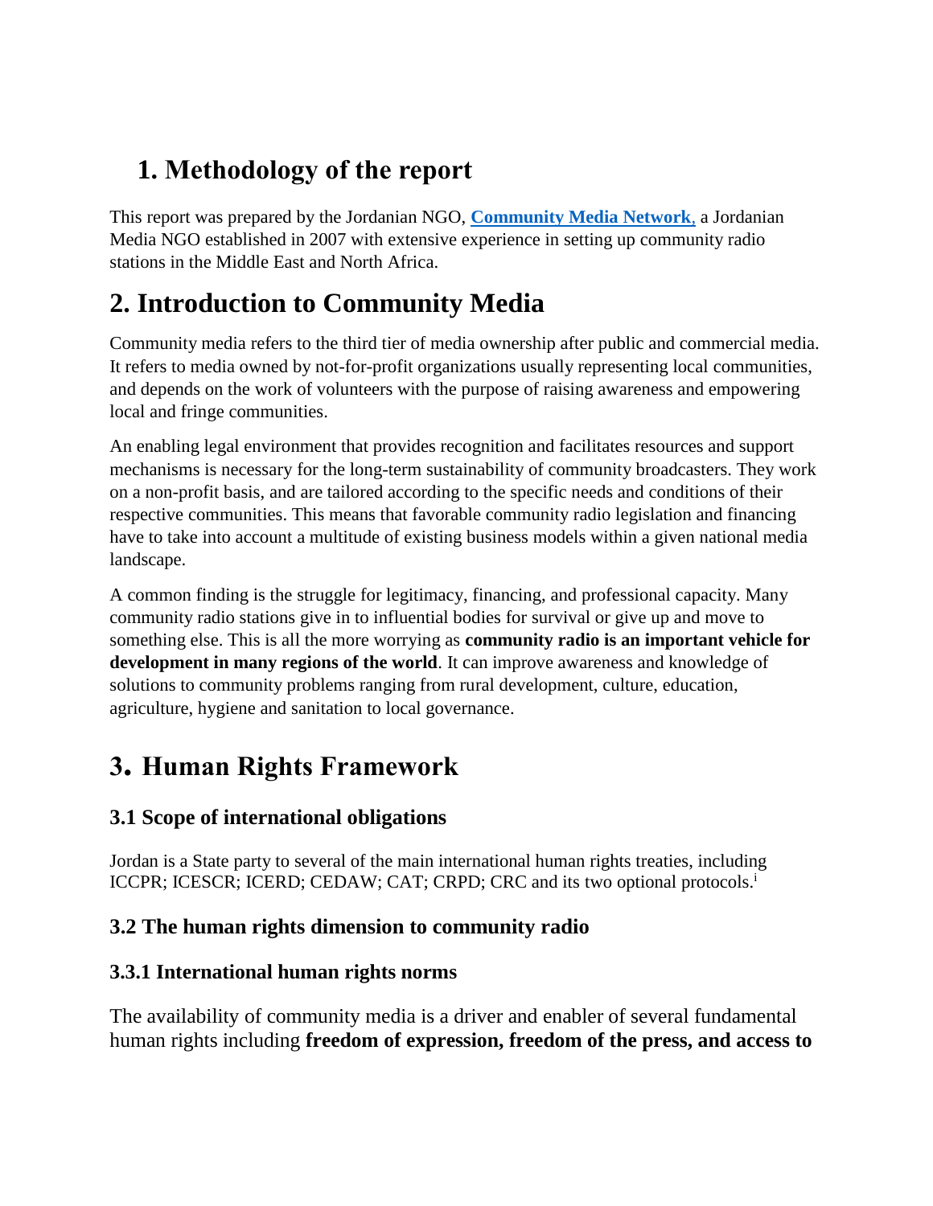# 1. Methodology of the report

This report was prepared by the Jordanian NGO, **Community Media Network**, a Jordanian Media NGO established in 2007 with extensive experience in setting up community radio stations in the Middle East and North Africa.

# 2. Introduction to Community Media

Community media refers to the third tier of media ownership after public and commercial media. It refers to media owned by not-for-profit organizations usually representing local communities, and depends on the work of volunteers with the purpose of raising awareness and empowering local and fringe communities.

An enabling legal environment that provides recognition and facilitates resources and support mechanisms is necessary for the long-term sustainability of community broadcasters. They work on a non-profit basis, and are tailored according to the specific needs and conditions of their respective communities. This means that favorable community radio legislation and financing have to take into account a multitude of existing business models within a given national media landscape.

A common finding is the struggle for legitimacy, financing, and professional capacity. Many community radio stations give in to influential bodies for survival or give up and move to something else. This is all the more worrying as **community radio is an important vehicle for development in many regions of the world**. It can improve awareness and knowledge of solutions to community problems ranging from rural development, culture, education, agriculture, hygiene and sanitation to local governance.

# 3. Human Rights Framework

## 3.1 Scope of international obligations

Jordan is a State party to several of the main international human rights treaties, including ICCPR; ICESCR; ICERD; CEDAW; CAT; CRPD; CRC and its two optional protocols.[i]

## 3.2 The human rights dimension to community radio

### 3.3.1 International human rights norms

The availability of community media is a driver and enabler of several fundamental human rights including **freedom of expression, freedom of the press, and access to**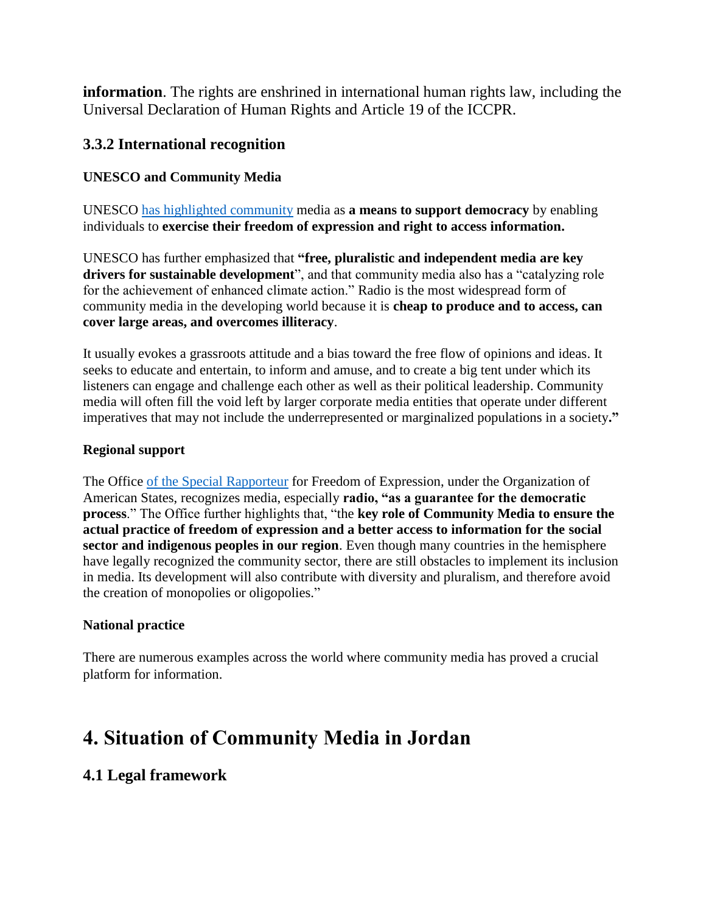**information**. The rights are enshrined in international human rights law, including the Universal Declaration of Human Rights and Article 19 of the ICCPR.

### 3.3.2 International recognition

**UNESCO and Community Media**

UNESCO has highlighted community media as **a means to support democracy** by enabling individuals to **exercise their freedom of expression and right to access information.**

UNESCO has further emphasized that **"free, pluralistic and independent media are key drivers for sustainable development**", and that community media also has a "catalyzing role for the achievement of enhanced climate action." Radio is the most widespread form of community media in the developing world because it is **cheap to produce and to access, can cover large areas, and overcomes illiteracy**.

It usually evokes a grassroots attitude and a bias toward the free flow of opinions and ideas. It seeks to educate and entertain, to inform and amuse, and to create a big tent under which its listeners can engage and challenge each other as well as their political leadership. Community media will often fill the void left by larger corporate media entities that operate under different imperatives that may not include the underrepresented or marginalized populations in a society**."**

**Regional support**

The Office of the Special Rapporteur for Freedom of Expression, under the Organization of American States, recognizes media, especially **radio, "as a guarantee for the democratic process**." The Office further highlights that, "the **key role of Community Media to ensure the actual practice of freedom of expression and a better access to information for the social sector and indigenous peoples in our region**. Even though many countries in the hemisphere have legally recognized the community sector, there are still obstacles to implement its inclusion in media. Its development will also contribute with diversity and pluralism, and therefore avoid the creation of monopolies or oligopolies."

**National practice**

There are numerous examples across the world where community media has proved a crucial platform for information.

## 4. Situation of Community Media in Jordan

### 4.1 Legal framework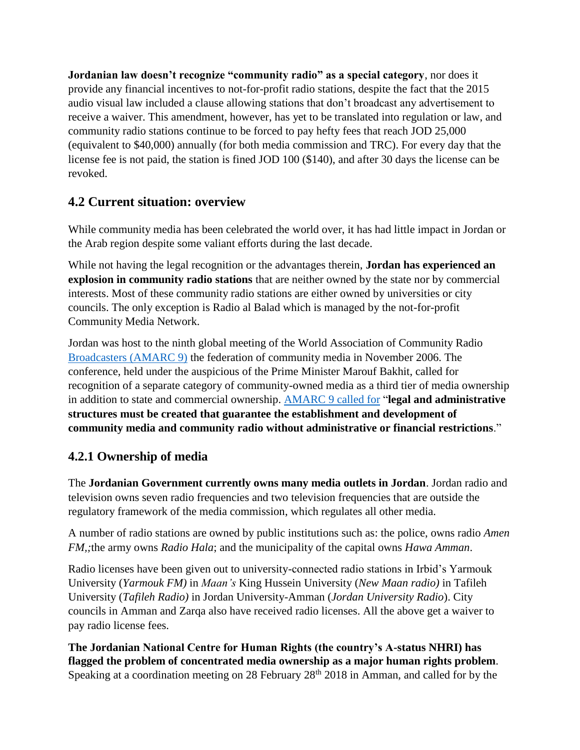**Jordanian law doesn't recognize "community radio" as a special category**, nor does it provide any financial incentives to not-for-profit radio stations, despite the fact that the 2015 audio visual law included a clause allowing stations that don't broadcast any advertisement to receive a waiver. This amendment, however, has yet to be translated into regulation or law, and community radio stations continue to be forced to pay hefty fees that reach JOD 25,000 (equivalent to $40,000) annually (for both media commission and TRC). For every day that the license fee is not paid, the station is fined JOD 100 ($140), and after 30 days the license can be revoked.

## 4.2 Current situation: overview

While community media has been celebrated the world over, it has had little impact in Jordan or the Arab region despite some valiant efforts during the last decade.

While not having the legal recognition or the advantages therein, **Jordan has experienced an explosion in community radio stations** that are neither owned by the state nor by commercial interests. Most of these community radio stations are either owned by universities or city councils. The only exception is Radio al Balad which is managed by the not-for-profit Community Media Network.

Jordan was host to the ninth global meeting of the World Association of Community Radio Broadcasters (AMARC 9) the federation of community media in November 2006. The conference, held under the auspicious of the Prime Minister Marouf Bakhit, called for recognition of a separate category of community-owned media as a third tier of media ownership in addition to state and commercial ownership. AMARC 9 called for "**legal and administrative structures must be created that guarantee the establishment and development of community media and community radio without administrative or financial restrictions**."

### 4.2.1 Ownership of media

The **Jordanian Government currently owns many media outlets in Jordan**. Jordan radio and television owns seven radio frequencies and two television frequencies that are outside the regulatory framework of the media commission, which regulates all other media.

A number of radio stations are owned by public institutions such as: the police, owns radio *Amen FM,;*the army owns *Radio Hala*; and the municipality of the capital owns *Hawa Amman*.

Radio licenses have been given out to university-connected radio stations in Irbid's Yarmouk University (*Yarmouk FM)* in *Maan's* King Hussein University (*New Maan radio)* in Tafileh University (*Tafileh Radio)* in Jordan University-Amman (*Jordan University Radio*). City councils in Amman and Zarqa also have received radio licenses. All the above get a waiver to pay radio license fees.

**The Jordanian National Centre for Human Rights (the country's A-status NHRI) has flagged the problem of concentrated media ownership as a major human rights problem**. Speaking at a coordination meeting on 28 February 28th 2018 in Amman, and called for by the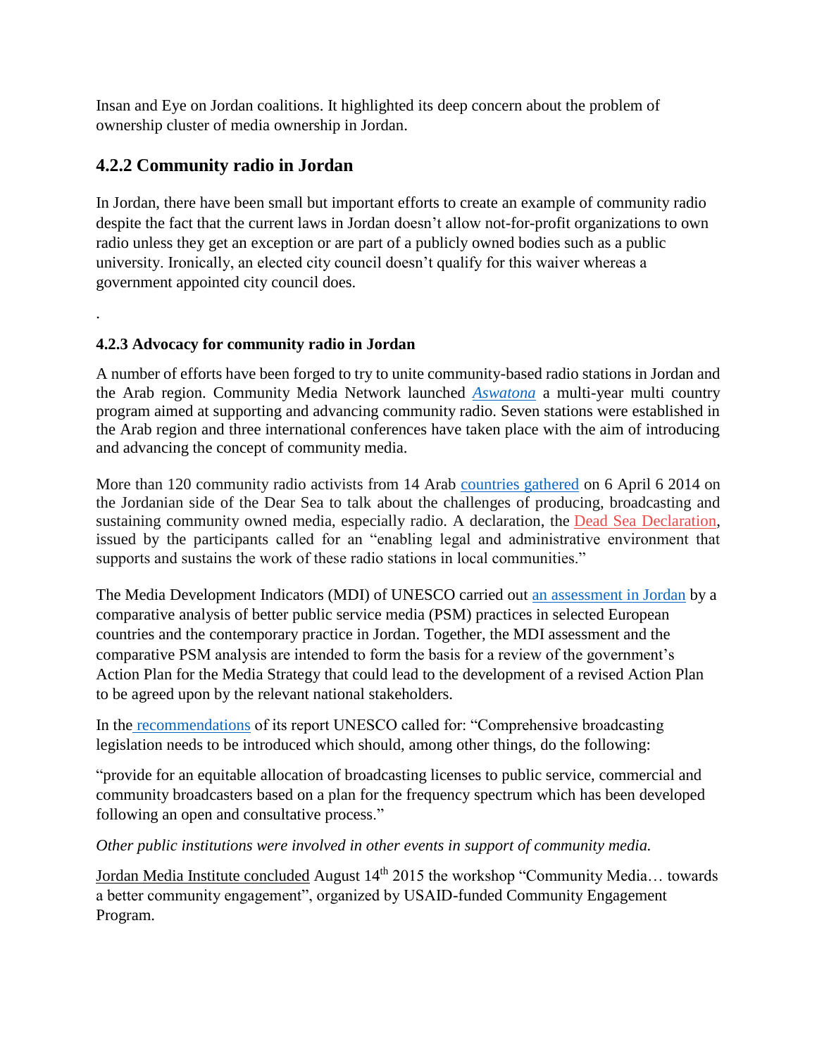Insan and Eye on Jordan coalitions. It highlighted its deep concern about the problem of ownership cluster of media ownership in Jordan.

## 4.2.2 Community radio in Jordan

In Jordan, there have been small but important efforts to create an example of community radio despite the fact that the current laws in Jordan doesn't allow not-for-profit organizations to own radio unless they get an exception or are part of a publicly owned bodies such as a public university. Ironically, an elected city council doesn't qualify for this waiver whereas a government appointed city council does.

.

### 4.2.3 Advocacy for community radio in Jordan

A number of efforts have been forged to try to unite community-based radio stations in Jordan and the Arab region. Community Media Network launched *Aswatona* a multi-year multi country program aimed at supporting and advancing community radio. Seven stations were established in the Arab region and three international conferences have taken place with the aim of introducing and advancing the concept of community media.

More than 120 community radio activists from 14 Arab countries gathered on 6 April 6 2014 on the Jordanian side of the Dear Sea to talk about the challenges of producing, broadcasting and sustaining community owned media, especially radio. A declaration, the Dead Sea Declaration, issued by the participants called for an "enabling legal and administrative environment that supports and sustains the work of these radio stations in local communities."

The Media Development Indicators (MDI) of UNESCO carried out an assessment in Jordan by a comparative analysis of better public service media (PSM) practices in selected European countries and the contemporary practice in Jordan. Together, the MDI assessment and the comparative PSM analysis are intended to form the basis for a review of the government's Action Plan for the Media Strategy that could lead to the development of a revised Action Plan to be agreed upon by the relevant national stakeholders.

In the recommendations of its report UNESCO called for: "Comprehensive broadcasting legislation needs to be introduced which should, among other things, do the following:

"provide for an equitable allocation of broadcasting licenses to public service, commercial and community broadcasters based on a plan for the frequency spectrum which has been developed following an open and consultative process."

*Other public institutions were involved in other events in support of community media.*

Jordan Media Institute concluded August 14th 2015 the workshop "Community Media… towards a better community engagement", organized by USAID-funded Community Engagement Program.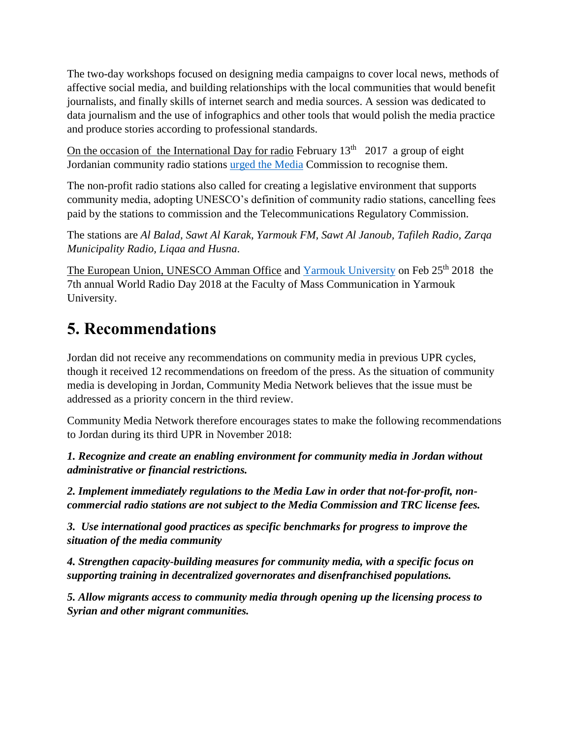The two-day workshops focused on designing media campaigns to cover local news, methods of affective social media, and building relationships with the local communities that would benefit journalists, and finally skills of internet search and media sources. A session was dedicated to data journalism and the use of infographics and other tools that would polish the media practice and produce stories according to professional standards.

On the occasion of the International Day for radio February 13th 2017 a group of eight Jordanian community radio stations urged the Media Commission to recognise them.

The non-profit radio stations also called for creating a legislative environment that supports community media, adopting UNESCO's definition of community radio stations, cancelling fees paid by the stations to commission and the Telecommunications Regulatory Commission.

The stations are *Al Balad, Sawt Al Karak, Yarmouk FM, Sawt Al Janoub, Tafileh Radio, Zarqa Municipality Radio, Liqaa and Husna*.

The European Union, UNESCO Amman Office and Yarmouk University on Feb 25th 2018 the 7th annual World Radio Day 2018 at the Faculty of Mass Communication in Yarmouk University.

# 5. Recommendations

Jordan did not receive any recommendations on community media in previous UPR cycles, though it received 12 recommendations on freedom of the press. As the situation of community media is developing in Jordan, Community Media Network believes that the issue must be addressed as a priority concern in the third review.

Community Media Network therefore encourages states to make the following recommendations to Jordan during its third UPR in November 2018:

***1. Recognize and create an enabling environment for community media in Jordan without administrative or financial restrictions.***

***2. Implement immediately regulations to the Media Law in order that not-for-profit, non-commercial radio stations are not subject to the Media Commission and TRC license fees.***

***3. Use international good practices as specific benchmarks for progress to improve the situation of the media community***

***4. Strengthen capacity-building measures for community media, with a specific focus on supporting training in decentralized governorates and disenfranchised populations.***

***5. Allow migrants access to community media through opening up the licensing process to Syrian and other migrant communities.***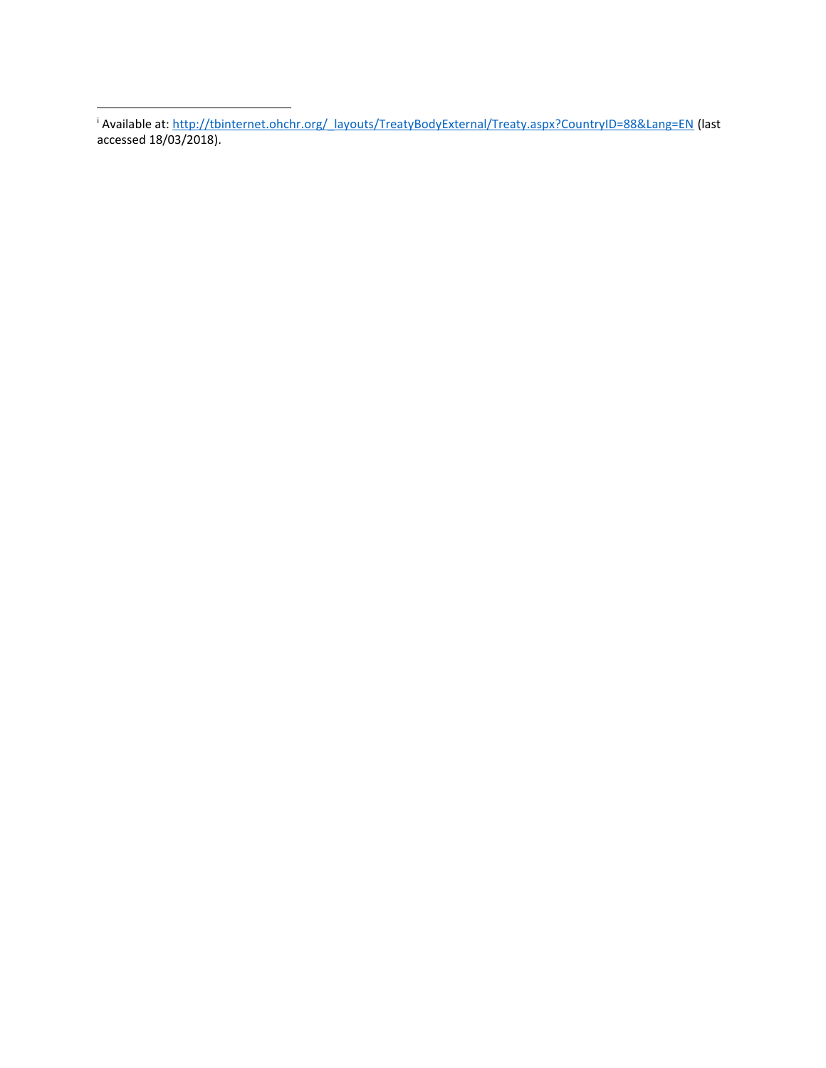---

[i] Available at: http://tbinternet.ohchr.org/_layouts/TreatyBodyExternal/Treaty.aspx?CountryID=88&Lang=EN (last accessed 18/03/2018).